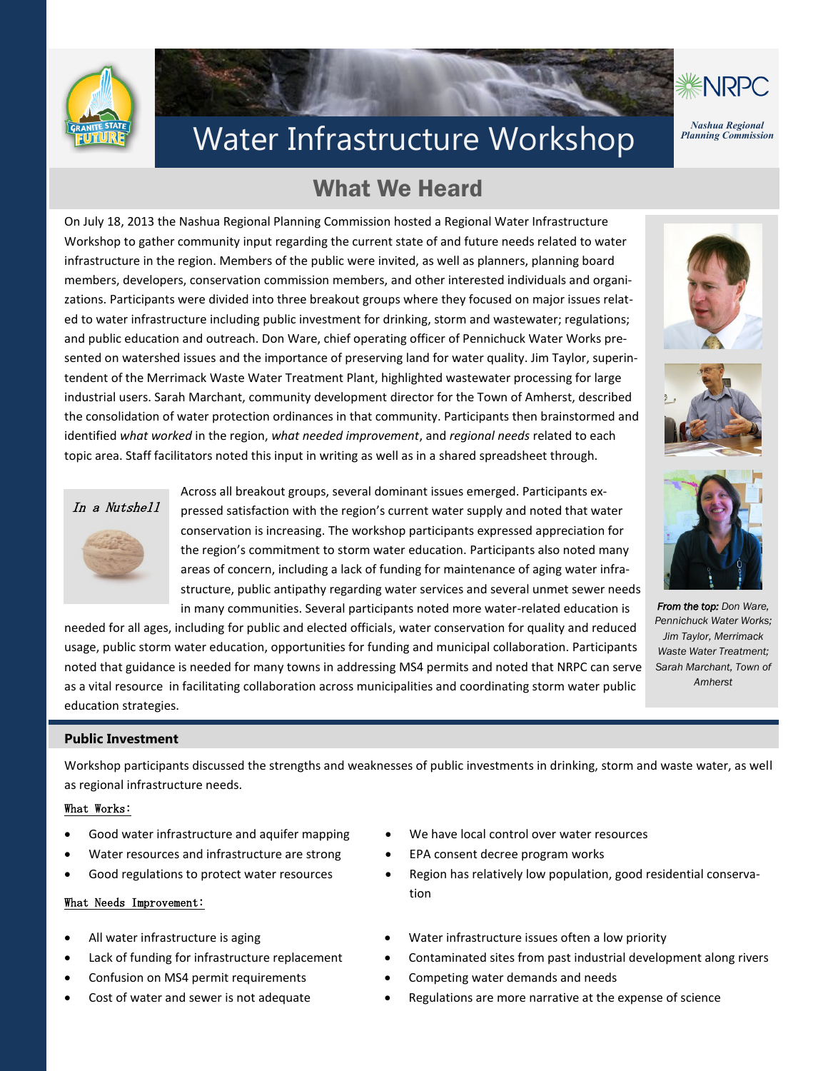# Water Infrastructure Workshop

Nashua Regional Planning Commission

## What We Heard

On July 18, 2013 the Nashua Regional Planning Commission hosted a Regional Water Infrastructure Workshop to gather community input regarding the current state of and future needs related to water infrastructure in the region. Members of the public were invited, as well as planners, planning board members, developers, conservation commission members, and other interested individuals and organizations. Participants were divided into three breakout groups where they focused on major issues related to water infrastructure including public investment for drinking, storm and wastewater; regulations; and public education and outreach. Don Ware, chief operating officer of Pennichuck Water Works presented on watershed issues and the importance of preserving land for water quality. Jim Taylor, superintendent of the Merrimack Waste Water Treatment Plant, highlighted wastewater processing for large industrial users. Sarah Marchant, community development director for the Town of Amherst, described the consolidation of water protection ordinances in that community. Participants then brainstormed and identified *what worked* in the region, *what needed improvement*, and *regional needs* related to each topic area. Staff facilitators noted this input in writing as well as in a shared spreadsheet through.

*From the top:* Don Ware, Pennichuck Water Works; Jim Taylor, Merrimack Waste Water Treatment; Sarah Marchant, Town of Amherst

*In a Nutshell*

Across all breakout groups, several dominant issues emerged. Participants expressed satisfaction with the region's current water supply and noted that water conservation is increasing. The workshop participants expressed appreciation for the region's commitment to storm water education. Participants also noted many areas of concern, including a lack of funding for maintenance of aging water infrastructure, public antipathy regarding water services and several unmet sewer needs in many communities. Several participants noted more water-related education is needed for all ages, including for public and elected officials, water conservation for quality and reduced usage, public storm water education, opportunities for funding and municipal collaboration. Participants noted that guidance is needed for many towns in addressing MS4 permits and noted that NRPC can serve as a vital resource in facilitating collaboration across municipalities and coordinating storm water public education strategies.

### Public Investment

Workshop participants discussed the strengths and weaknesses of public investments in drinking, storm and waste water, as well as regional infrastructure needs.

What Works:

- Good water infrastructure and aquifer mapping
- Water resources and infrastructure are strong
- Good regulations to protect water resources
- We have local control over water resources
- EPA consent decree program works
- Region has relatively low population, good residential conservation

What Needs Improvement:

- All water infrastructure is aging
- Lack of funding for infrastructure replacement
- Confusion on MS4 permit requirements
- Cost of water and sewer is not adequate
- Water infrastructure issues often a low priority
- Contaminated sites from past industrial development along rivers
- Competing water demands and needs
- Regulations are more narrative at the expense of science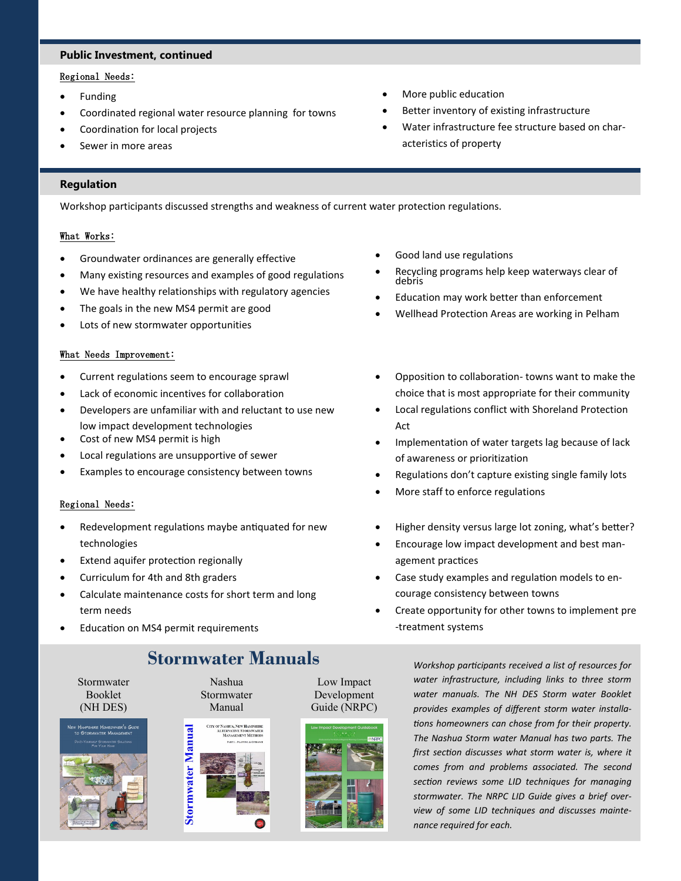## Public Investment, continued

Regional Needs:

- Funding
- Coordinated regional water resource planning for towns
- Coordination for local projects
- Sewer in more areas
- More public education
- Better inventory of existing infrastructure
- Water infrastructure fee structure based on characteristics of property

## Regulation

Workshop participants discussed strengths and weakness of current water protection regulations.

What Works:

- Groundwater ordinances are generally effective
- Many existing resources and examples of good regulations
- We have healthy relationships with regulatory agencies
- The goals in the new MS4 permit are good
- Lots of new stormwater opportunities
- Good land use regulations
- Recycling programs help keep waterways clear of debris
- Education may work better than enforcement
- Wellhead Protection Areas are working in Pelham

What Needs Improvement:

- Current regulations seem to encourage sprawl
- Lack of economic incentives for collaboration
- Developers are unfamiliar with and reluctant to use new low impact development technologies
- Cost of new MS4 permit is high
- Local regulations are unsupportive of sewer
- Examples to encourage consistency between towns
- Opposition to collaboration- towns want to make the choice that is most appropriate for their community
- Local regulations conflict with Shoreland Protection Act
- Implementation of water targets lag because of lack of awareness or prioritization
- Regulations don't capture existing single family lots
- More staff to enforce regulations

Regional Needs:

- Redevelopment regulations maybe antiquated for new technologies
- Extend aquifer protection regionally
- Curriculum for 4th and 8th graders
- Calculate maintenance costs for short term and long term needs
- Education on MS4 permit requirements
- Higher density versus large lot zoning, what's better?
- Encourage low impact development and best management practices
- Case study examples and regulation models to encourage consistency between towns
- Create opportunity for other towns to implement pre-treatment systems

## Stormwater Manuals

Stormwater Booklet (NH DES)

Nashua Stormwater Manual

Low Impact Development Guide (NRPC)

*Workshop participants received a list of resources for water infrastructure, including links to three storm water manuals. The NH DES Storm water Booklet provides examples of different storm water installations homeowners can chose from for their property. The Nashua Storm water Manual has two parts. The first section discusses what storm water is, where it comes from and problems associated. The second section reviews some LID techniques for managing stormwater. The NRPC LID Guide gives a brief overview of some LID techniques and discusses maintenance required for each.*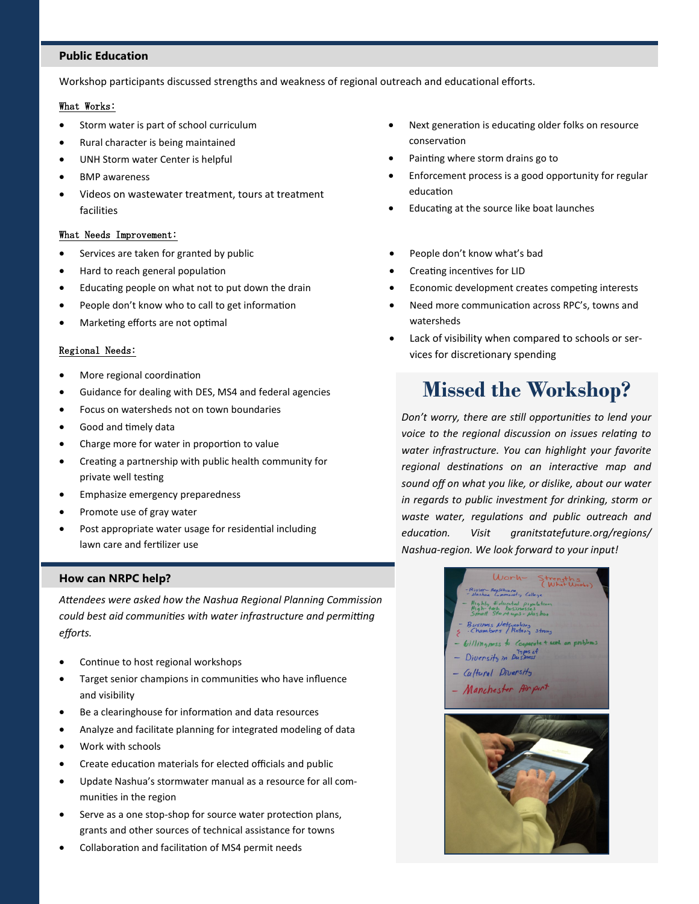## Public Education

Workshop participants discussed strengths and weakness of regional outreach and educational efforts.

What Works:

- Storm water is part of school curriculum
- Rural character is being maintained
- UNH Storm water Center is helpful
- BMP awareness
- Videos on wastewater treatment, tours at treatment facilities
- Next generation is educating older folks on resource conservation
- Painting where storm drains go to
- Enforcement process is a good opportunity for regular education
- Educating at the source like boat launches

What Needs Improvement:

- Services are taken for granted by public
- Hard to reach general population
- Educating people on what not to put down the drain
- People don't know who to call to get information
- Marketing efforts are not optimal
- People don't know what's bad
- Creating incentives for LID
- Economic development creates competing interests
- Need more communication across RPC's, towns and watersheds
- Lack of visibility when compared to schools or services for discretionary spending

Regional Needs:

- More regional coordination
- Guidance for dealing with DES, MS4 and federal agencies
- Focus on watersheds not on town boundaries
- Good and timely data
- Charge more for water in proportion to value
- Creating a partnership with public health community for private well testing
- Emphasize emergency preparedness
- Promote use of gray water
- Post appropriate water usage for residential including lawn care and fertilizer use

## How can NRPC help?

*Attendees were asked how the Nashua Regional Planning Commission could best aid communities with water infrastructure and permitting efforts.*

- Continue to host regional workshops
- Target senior champions in communities who have influence and visibility
- Be a clearinghouse for information and data resources
- Analyze and facilitate planning for integrated modeling of data
- Work with schools
- Create education materials for elected officials and public
- Update Nashua's stormwater manual as a resource for all communities in the region
- Serve as a one stop-shop for source water protection plans, grants and other sources of technical assistance for towns
- Collaboration and facilitation of MS4 permit needs

## Missed the Workshop?

*Don't worry, there are still opportunities to lend your voice to the regional discussion on issues relating to water infrastructure. You can highlight your favorite regional destinations on an interactive map and sound off on what you like, or dislike, about our water in regards to public investment for drinking, storm or waste water, regulations and public outreach and education. Visit granitstatefuture.org/regions/Nashua-region. We look forward to your input!*